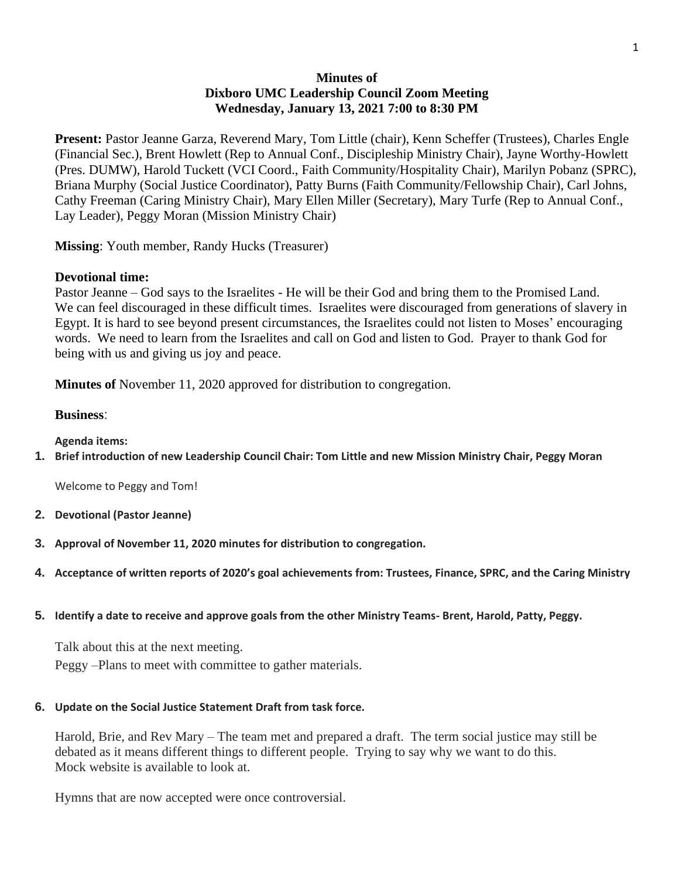**Minutes of**
**Dixboro UMC Leadership Council Zoom Meeting**
**Wednesday, January 13, 2021 7:00 to 8:30 PM**

**Present:** Pastor Jeanne Garza, Reverend Mary, Tom Little (chair), Kenn Scheffer (Trustees), Charles Engle (Financial Sec.), Brent Howlett (Rep to Annual Conf., Discipleship Ministry Chair), Jayne Worthy-Howlett (Pres. DUMW), Harold Tuckett (VCI Coord., Faith Community/Hospitality Chair), Marilyn Pobanz (SPRC), Briana Murphy (Social Justice Coordinator), Patty Burns (Faith Community/Fellowship Chair), Carl Johns, Cathy Freeman (Caring Ministry Chair), Mary Ellen Miller (Secretary), Mary Turfe (Rep to Annual Conf., Lay Leader), Peggy Moran (Mission Ministry Chair)

**Missing**: Youth member, Randy Hucks (Treasurer)

**Devotional time:**
Pastor Jeanne – God says to the Israelites - He will be their God and bring them to the Promised Land. We can feel discouraged in these difficult times. Israelites were discouraged from generations of slavery in Egypt. It is hard to see beyond present circumstances, the Israelites could not listen to Moses' encouraging words. We need to learn from the Israelites and call on God and listen to God. Prayer to thank God for being with us and giving us joy and peace.

**Minutes of** November 11, 2020 approved for distribution to congregation.

**Business**:

**Agenda items:**

1. **Brief introduction of new Leadership Council Chair: Tom Little and new Mission Ministry Chair, Peggy Moran**

   Welcome to Peggy and Tom!

2. **Devotional (Pastor Jeanne)**

3. **Approval of November 11, 2020 minutes for distribution to congregation.**

4. **Acceptance of written reports of 2020's goal achievements from: Trustees, Finance, SPRC, and the Caring Ministry**

5. **Identify a date to receive and approve goals from the other Ministry Teams- Brent, Harold, Patty, Peggy.**

   Talk about this at the next meeting.
   Peggy –Plans to meet with committee to gather materials.

6. **Update on the Social Justice Statement Draft from task force.**

   Harold, Brie, and Rev Mary – The team met and prepared a draft. The term social justice may still be debated as it means different things to different people. Trying to say why we want to do this. Mock website is available to look at.

   Hymns that are now accepted were once controversial.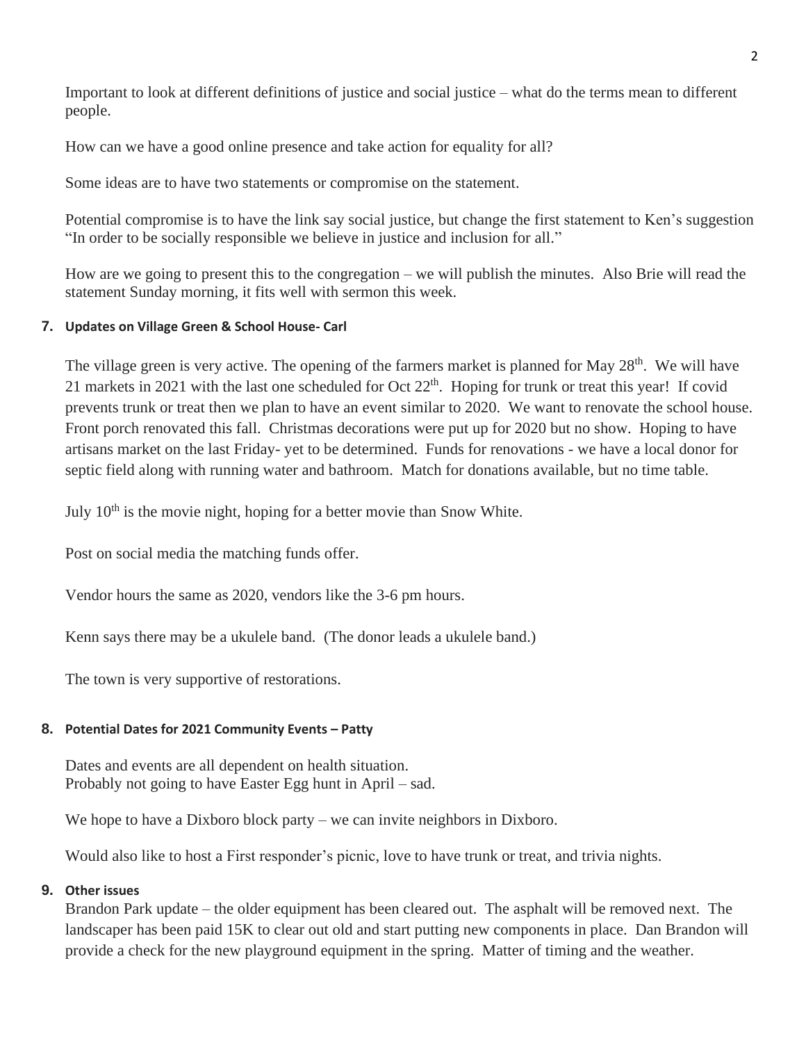Important to look at different definitions of justice and social justice – what do the terms mean to different people.

How can we have a good online presence and take action for equality for all?

Some ideas are to have two statements or compromise on the statement.

Potential compromise is to have the link say social justice, but change the first statement to Ken's suggestion "In order to be socially responsible we believe in justice and inclusion for all."

How are we going to present this to the congregation – we will publish the minutes. Also Brie will read the statement Sunday morning, it fits well with sermon this week.

**7. Updates on Village Green & School House- Carl**

The village green is very active. The opening of the farmers market is planned for May 28th. We will have 21 markets in 2021 with the last one scheduled for Oct 22th. Hoping for trunk or treat this year! If covid prevents trunk or treat then we plan to have an event similar to 2020. We want to renovate the school house. Front porch renovated this fall. Christmas decorations were put up for 2020 but no show. Hoping to have artisans market on the last Friday- yet to be determined. Funds for renovations - we have a local donor for septic field along with running water and bathroom. Match for donations available, but no time table.

July 10th is the movie night, hoping for a better movie than Snow White.

Post on social media the matching funds offer.

Vendor hours the same as 2020, vendors like the 3-6 pm hours.

Kenn says there may be a ukulele band. (The donor leads a ukulele band.)

The town is very supportive of restorations.

**8. Potential Dates for 2021 Community Events – Patty**

Dates and events are all dependent on health situation.
Probably not going to have Easter Egg hunt in April – sad.

We hope to have a Dixboro block party – we can invite neighbors in Dixboro.

Would also like to host a First responder's picnic, love to have trunk or treat, and trivia nights.

**9. Other issues**

Brandon Park update – the older equipment has been cleared out. The asphalt will be removed next. The landscaper has been paid 15K to clear out old and start putting new components in place. Dan Brandon will provide a check for the new playground equipment in the spring. Matter of timing and the weather.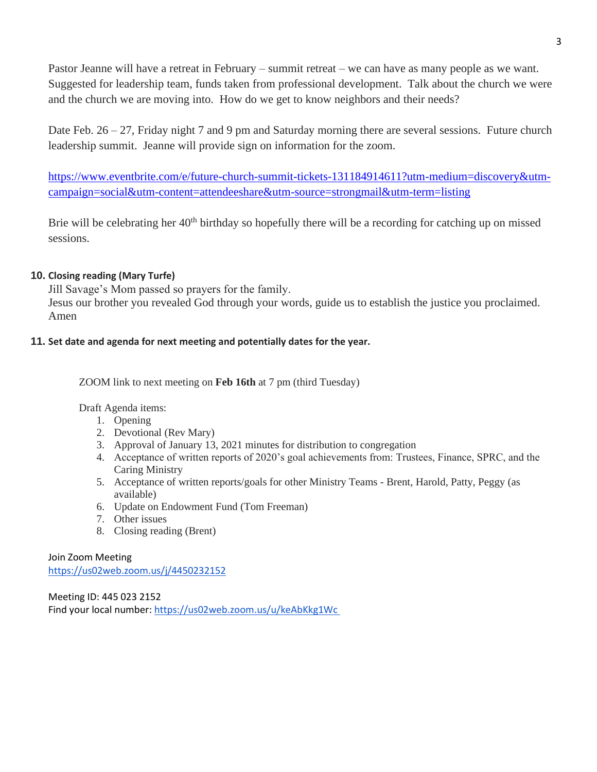Pastor Jeanne will have a retreat in February – summit retreat – we can have as many people as we want. Suggested for leadership team, funds taken from professional development. Talk about the church we were and the church we are moving into. How do we get to know neighbors and their needs?

Date Feb. 26 – 27, Friday night 7 and 9 pm and Saturday morning there are several sessions. Future church leadership summit. Jeanne will provide sign on information for the zoom.

[https://www.eventbrite.com/e/future-church-summit-tickets-131184914611?utm-medium=discovery&utm-campaign=social&utm-content=attendeeshare&utm-source=strongmail&utm-term=listing](https://www.eventbrite.com/e/future-church-summit-tickets-131184914611?utm-medium=discovery&utm-campaign=social&utm-content=attendeeshare&utm-source=strongmail&utm-term=listing)

Brie will be celebrating her 40th birthday so hopefully there will be a recording for catching up on missed sessions.

**10. Closing reading (Mary Turfe)**

Jill Savage's Mom passed so prayers for the family.
Jesus our brother you revealed God through your words, guide us to establish the justice you proclaimed. Amen

**11. Set date and agenda for next meeting and potentially dates for the year.**

ZOOM link to next meeting on **Feb 16th** at 7 pm (third Tuesday)

Draft Agenda items:

1. Opening
2. Devotional (Rev Mary)
3. Approval of January 13, 2021 minutes for distribution to congregation
4. Acceptance of written reports of 2020's goal achievements from: Trustees, Finance, SPRC, and the Caring Ministry
5. Acceptance of written reports/goals for other Ministry Teams - Brent, Harold, Patty, Peggy (as available)
6. Update on Endowment Fund (Tom Freeman)
7. Other issues
8. Closing reading (Brent)

Join Zoom Meeting
[https://us02web.zoom.us/j/4450232152](https://us02web.zoom.us/j/4450232152)

Meeting ID: 445 023 2152
Find your local number: [https://us02web.zoom.us/u/keAbKkg1Wc](https://us02web.zoom.us/u/keAbKkg1Wc)